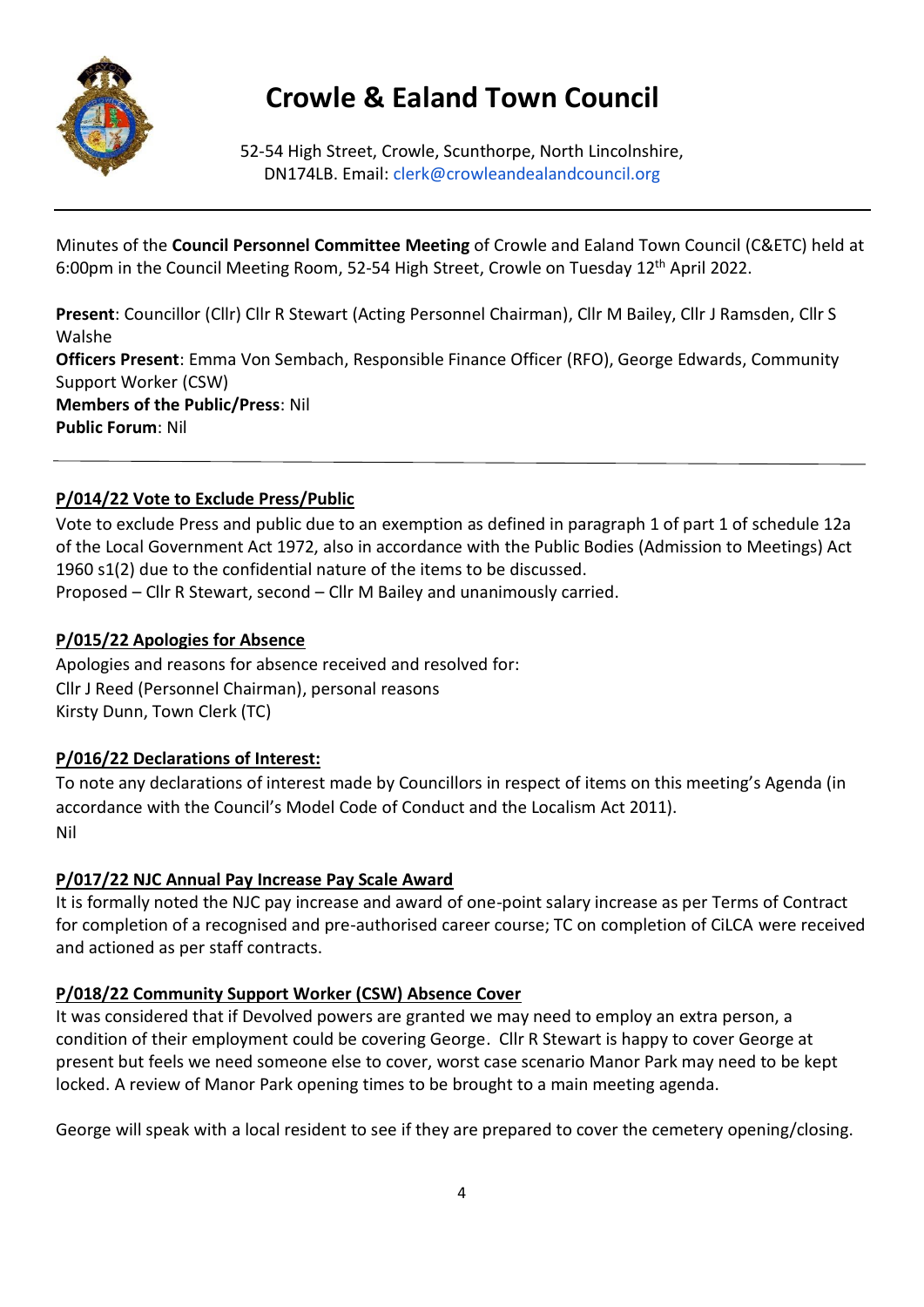# Crowle & Ealand Town Council

52-54 High Street, Crowle, Scunthorpe, North Lincolnshire, DN174LB. Email: clerk@crowleandealandcouncil.org

Minutes of the **Council Personnel Committee Meeting** of Crowle and Ealand Town Council (C&ETC) held at 6:00pm in the Council Meeting Room, 52-54 High Street, Crowle on Tuesday 12th April 2022.

**Present**: Councillor (Cllr) Cllr R Stewart (Acting Personnel Chairman), Cllr M Bailey, Cllr J Ramsden, Cllr S Walshe
**Officers Present**: Emma Von Sembach, Responsible Finance Officer (RFO), George Edwards, Community Support Worker (CSW)
**Members of the Public/Press**: Nil
**Public Forum**: Nil

---

## P/014/22 Vote to Exclude Press/Public

Vote to exclude Press and public due to an exemption as defined in paragraph 1 of part 1 of schedule 12a of the Local Government Act 1972, also in accordance with the Public Bodies (Admission to Meetings) Act 1960 s1(2) due to the confidential nature of the items to be discussed.
Proposed – Cllr R Stewart, second – Cllr M Bailey and unanimously carried.

## P/015/22 Apologies for Absence

Apologies and reasons for absence received and resolved for:
Cllr J Reed (Personnel Chairman), personal reasons
Kirsty Dunn, Town Clerk (TC)

## P/016/22 Declarations of Interest:

To note any declarations of interest made by Councillors in respect of items on this meeting's Agenda (in accordance with the Council's Model Code of Conduct and the Localism Act 2011).
Nil

## P/017/22 NJC Annual Pay Increase Pay Scale Award

It is formally noted the NJC pay increase and award of one-point salary increase as per Terms of Contract for completion of a recognised and pre-authorised career course; TC on completion of CiLCA were received and actioned as per staff contracts.

## P/018/22 Community Support Worker (CSW) Absence Cover

It was considered that if Devolved powers are granted we may need to employ an extra person, a condition of their employment could be covering George. Cllr R Stewart is happy to cover George at present but feels we need someone else to cover, worst case scenario Manor Park may need to be kept locked. A review of Manor Park opening times to be brought to a main meeting agenda.

George will speak with a local resident to see if they are prepared to cover the cemetery opening/closing.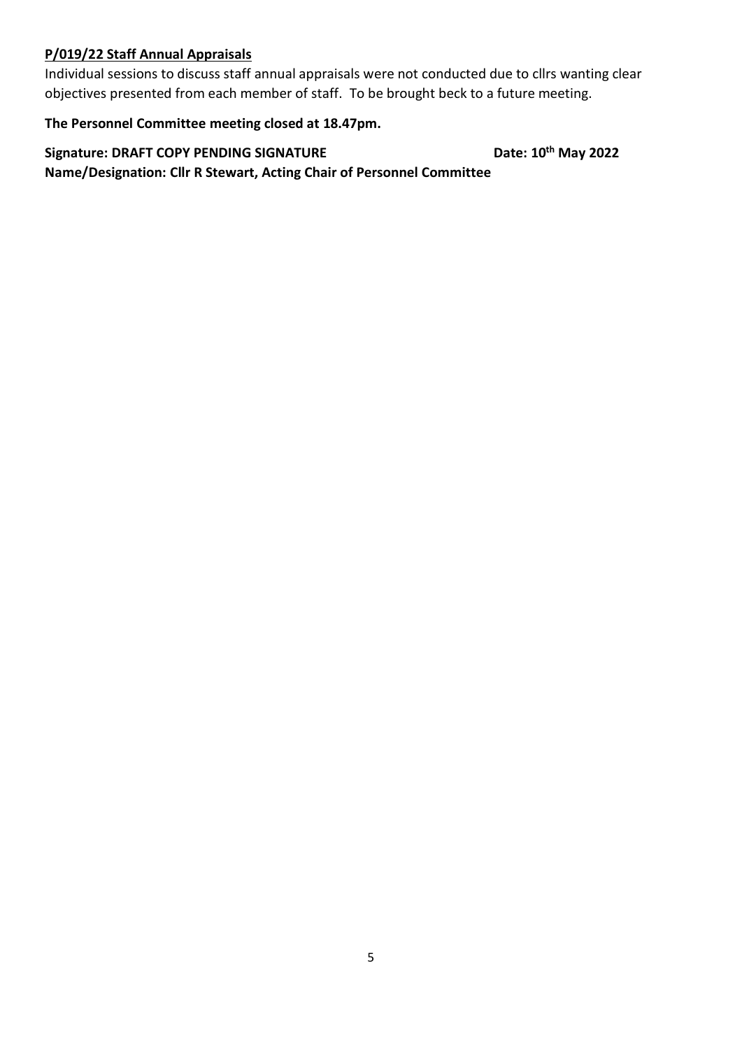**P/019/22 Staff Annual Appraisals**

Individual sessions to discuss staff annual appraisals were not conducted due to cllrs wanting clear objectives presented from each member of staff. To be brought beck to a future meeting.

**The Personnel Committee meeting closed at 18.47pm.**

**Signature: DRAFT COPY PENDING SIGNATURE** **Date: 10th May 2022**
**Name/Designation: Cllr R Stewart, Acting Chair of Personnel Committee**